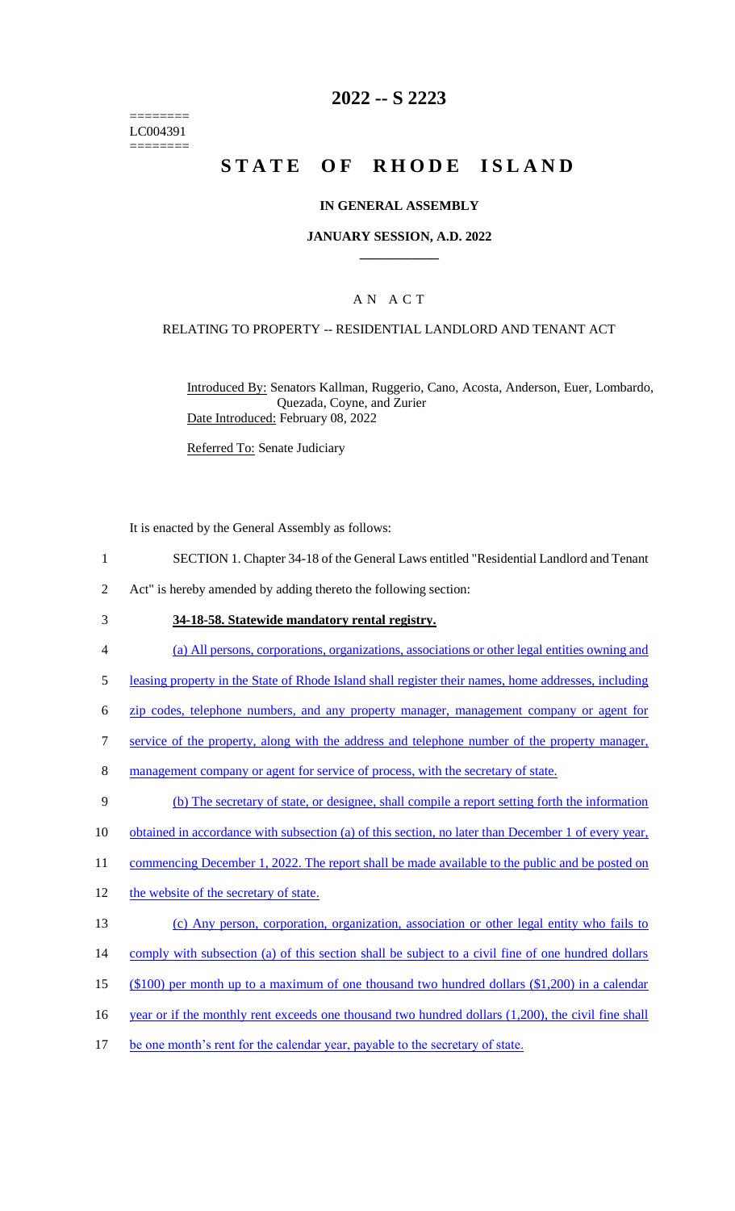========
LC004391
========

# 2022 -- S 2223

# STATE OF RHODE ISLAND

### IN GENERAL ASSEMBLY

### JANUARY SESSION, A.D. 2022

## A N A C T

### RELATING TO PROPERTY -- RESIDENTIAL LANDLORD AND TENANT ACT

Introduced By: Senators Kallman, Ruggerio, Cano, Acosta, Anderson, Euer, Lombardo, Quezada, Coyne, and Zurier
Date Introduced: February 08, 2022

Referred To: Senate Judiciary

It is enacted by the General Assembly as follows:

1 SECTION 1. Chapter 34-18 of the General Laws entitled "Residential Landlord and Tenant
2 Act" is hereby amended by adding thereto the following section:

3 **34-18-58. Statewide mandatory rental registry.**

4 (a) All persons, corporations, organizations, associations or other legal entities owning and
5 leasing property in the State of Rhode Island shall register their names, home addresses, including
6 zip codes, telephone numbers, and any property manager, management company or agent for
7 service of the property, along with the address and telephone number of the property manager,
8 management company or agent for service of process, with the secretary of state.

9 (b) The secretary of state, or designee, shall compile a report setting forth the information
10 obtained in accordance with subsection (a) of this section, no later than December 1 of every year,
11 commencing December 1, 2022. The report shall be made available to the public and be posted on
12 the website of the secretary of state.

13 (c) Any person, corporation, organization, association or other legal entity who fails to
14 comply with subsection (a) of this section shall be subject to a civil fine of one hundred dollars
15 ($100) per month up to a maximum of one thousand two hundred dollars ($1,200) in a calendar
16 year or if the monthly rent exceeds one thousand two hundred dollars (1,200), the civil fine shall
17 be one month's rent for the calendar year, payable to the secretary of state.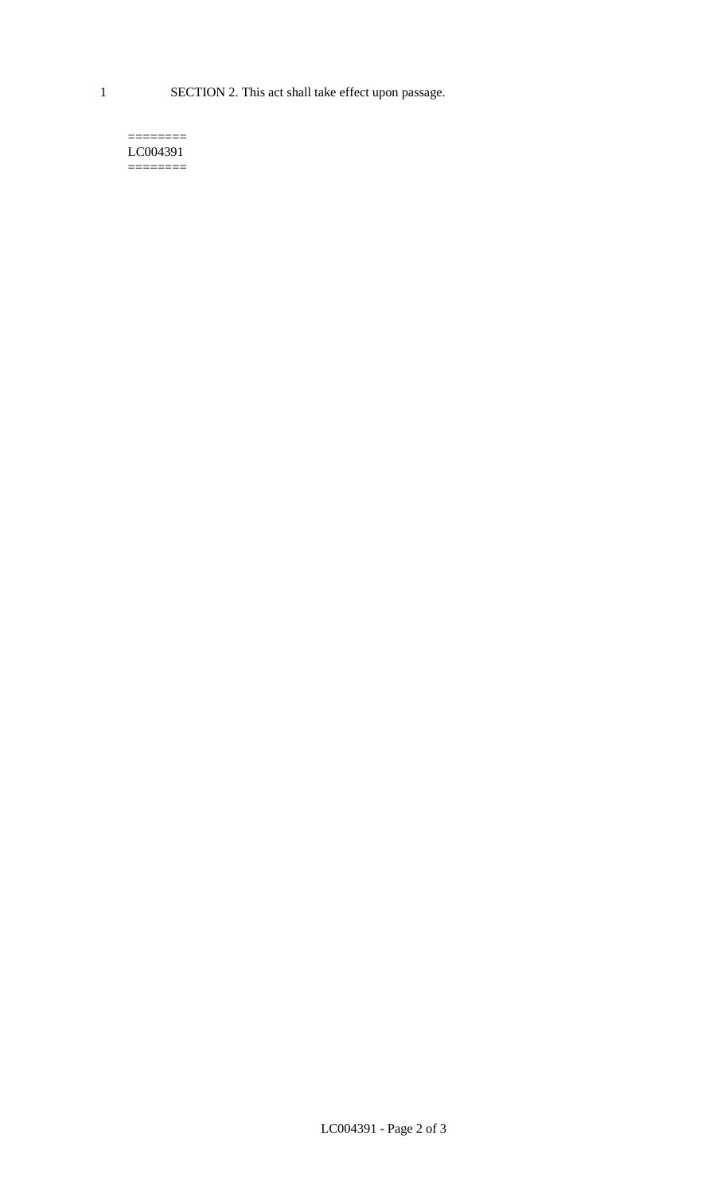1 SECTION 2. This act shall take effect upon passage.

========
LC004391
========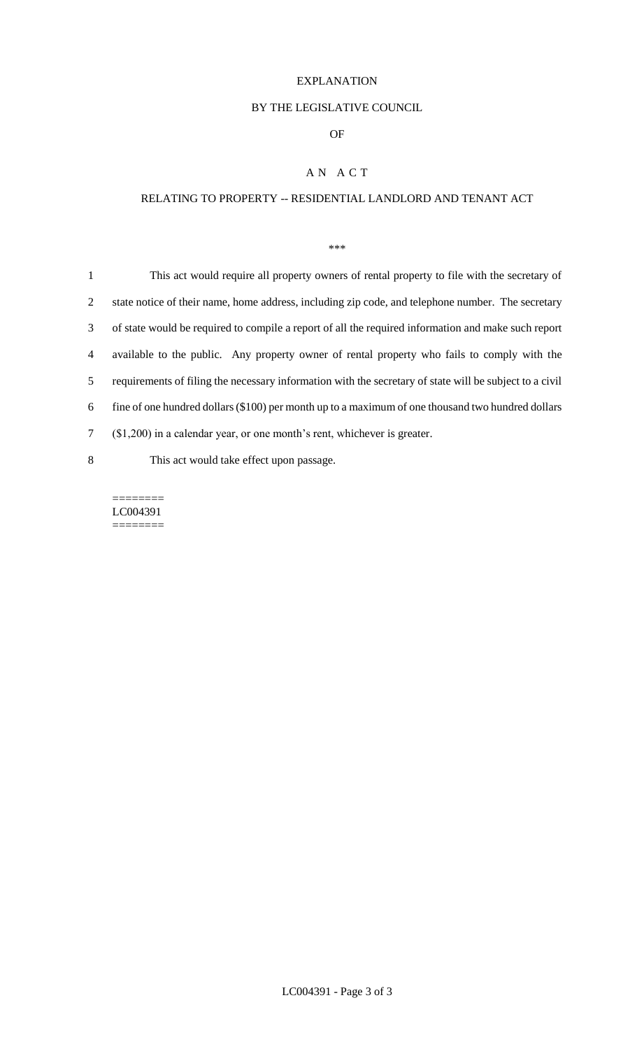EXPLANATION

BY THE LEGISLATIVE COUNCIL

OF

A N A C T

RELATING TO PROPERTY -- RESIDENTIAL LANDLORD AND TENANT ACT

\*\*\*

1 This act would require all property owners of rental property to file with the secretary of
2 state notice of their name, home address, including zip code, and telephone number. The secretary
3 of state would be required to compile a report of all the required information and make such report
4 available to the public. Any property owner of rental property who fails to comply with the
5 requirements of filing the necessary information with the secretary of state will be subject to a civil
6 fine of one hundred dollars ($100) per month up to a maximum of one thousand two hundred dollars
7 ($1,200) in a calendar year, or one month's rent, whichever is greater.

8 This act would take effect upon passage.

========
LC004391
========